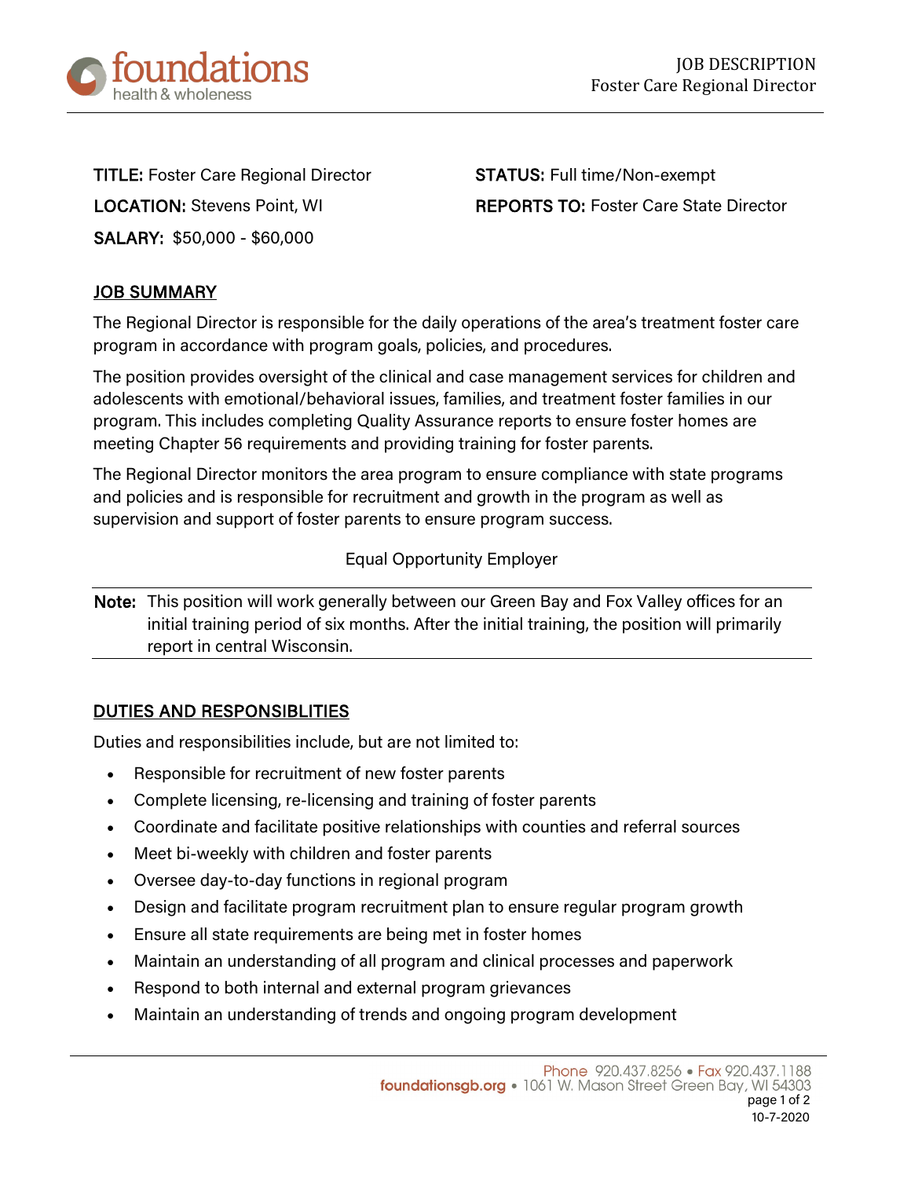JOB DESCRIPTION
Foster Care Regional Director

**TITLE:** Foster Care Regional Director

**LOCATION:** Stevens Point, WI

**SALARY:** $50,000 - $60,000

**STATUS:** Full time/Non-exempt

**REPORTS TO:** Foster Care State Director

## JOB SUMMARY

The Regional Director is responsible for the daily operations of the area's treatment foster care program in accordance with program goals, policies, and procedures.

The position provides oversight of the clinical and case management services for children and adolescents with emotional/behavioral issues, families, and treatment foster families in our program. This includes completing Quality Assurance reports to ensure foster homes are meeting Chapter 56 requirements and providing training for foster parents.

The Regional Director monitors the area program to ensure compliance with state programs and policies and is responsible for recruitment and growth in the program as well as supervision and support of foster parents to ensure program success.

Equal Opportunity Employer

**Note:** This position will work generally between our Green Bay and Fox Valley offices for an initial training period of six months. After the initial training, the position will primarily report in central Wisconsin.

## DUTIES AND RESPONSIBLITIES

Duties and responsibilities include, but are not limited to:

- Responsible for recruitment of new foster parents
- Complete licensing, re-licensing and training of foster parents
- Coordinate and facilitate positive relationships with counties and referral sources
- Meet bi-weekly with children and foster parents
- Oversee day-to-day functions in regional program
- Design and facilitate program recruitment plan to ensure regular program growth
- Ensure all state requirements are being met in foster homes
- Maintain an understanding of all program and clinical processes and paperwork
- Respond to both internal and external program grievances
- Maintain an understanding of trends and ongoing program development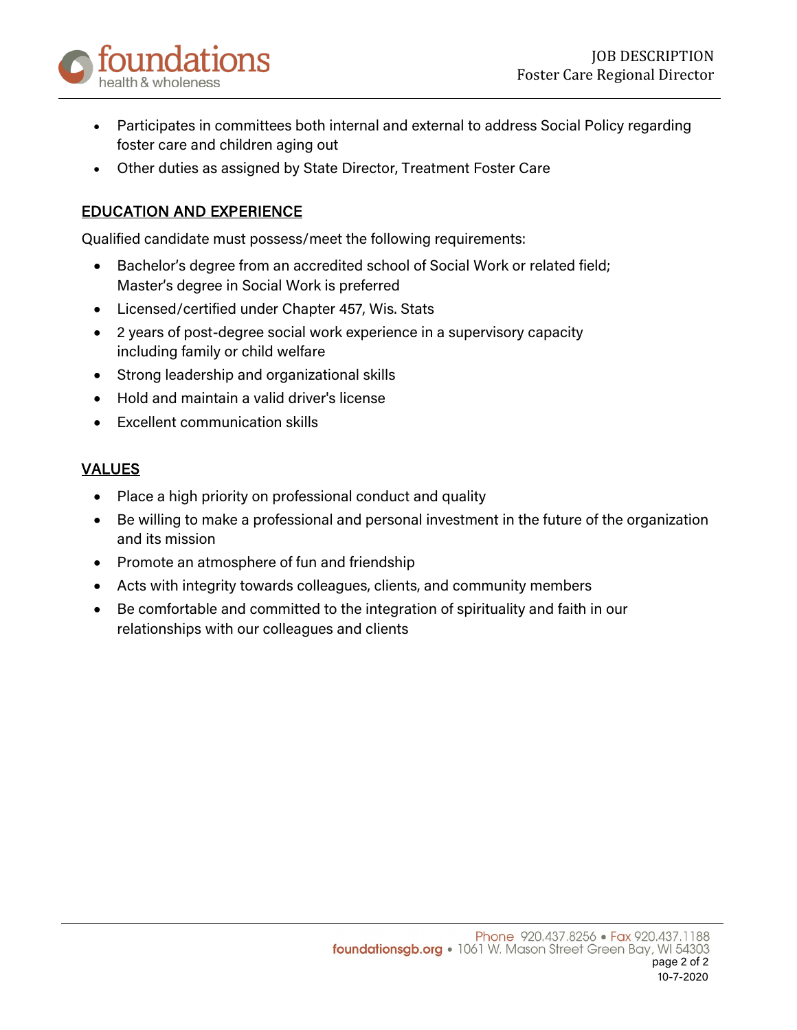- Participates in committees both internal and external to address Social Policy regarding foster care and children aging out
- Other duties as assigned by State Director, Treatment Foster Care

## EDUCATION AND EXPERIENCE

Qualified candidate must possess/meet the following requirements:

- Bachelor's degree from an accredited school of Social Work or related field; Master's degree in Social Work is preferred
- Licensed/certified under Chapter 457, Wis. Stats
- 2 years of post-degree social work experience in a supervisory capacity including family or child welfare
- Strong leadership and organizational skills
- Hold and maintain a valid driver's license
- Excellent communication skills

## VALUES

- Place a high priority on professional conduct and quality
- Be willing to make a professional and personal investment in the future of the organization and its mission
- Promote an atmosphere of fun and friendship
- Acts with integrity towards colleagues, clients, and community members
- Be comfortable and committed to the integration of spirituality and faith in our relationships with our colleagues and clients